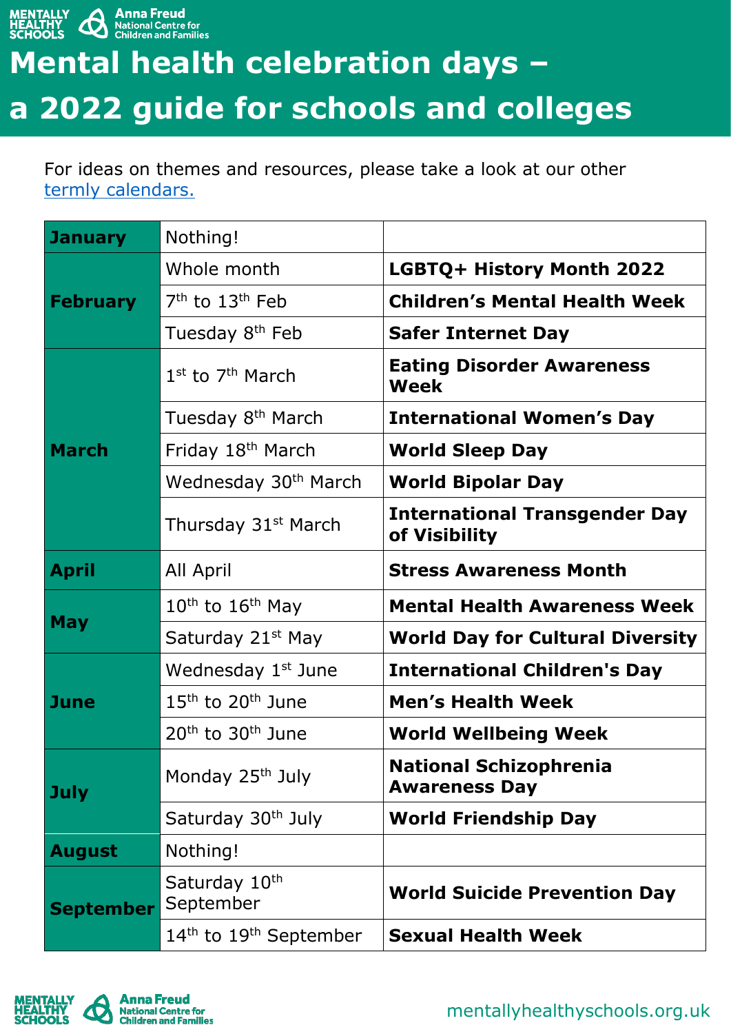MENTALLY HEALTHY SCHOOLS | Anna Freud National Centre for Children and Families

# Mental health celebration days – a 2022 guide for schools and colleges

For ideas on themes and resources, please take a look at our other termly calendars.

| Month | Date | Event |
|---|---|---|
| **January** | Nothing! | |
| **February** | Whole month | **LGBTQ+ History Month 2022** |
| | 7th to 13th Feb | **Children's Mental Health Week** |
| | Tuesday 8th Feb | **Safer Internet Day** |
| **March** | 1st to 7th March | **Eating Disorder Awareness Week** |
| | Tuesday 8th March | **International Women's Day** |
| | Friday 18th March | **World Sleep Day** |
| | Wednesday 30th March | **World Bipolar Day** |
| | Thursday 31st March | **International Transgender Day of Visibility** |
| **April** | All April | **Stress Awareness Month** |
| **May** | 10th to 16th May | **Mental Health Awareness Week** |
| | Saturday 21st May | **World Day for Cultural Diversity** |
| **June** | Wednesday 1st June | **International Children's Day** |
| | 15th to 20th June | **Men's Health Week** |
| | 20th to 30th June | **World Wellbeing Week** |
| **July** | Monday 25th July | **National Schizophrenia Awareness Day** |
| | Saturday 30th July | **World Friendship Day** |
| **August** | Nothing! | |
| **September** | Saturday 10th September | **World Suicide Prevention Day** |
| | 14th to 19th September | **Sexual Health Week** |

mentallyhealthyschools.org.uk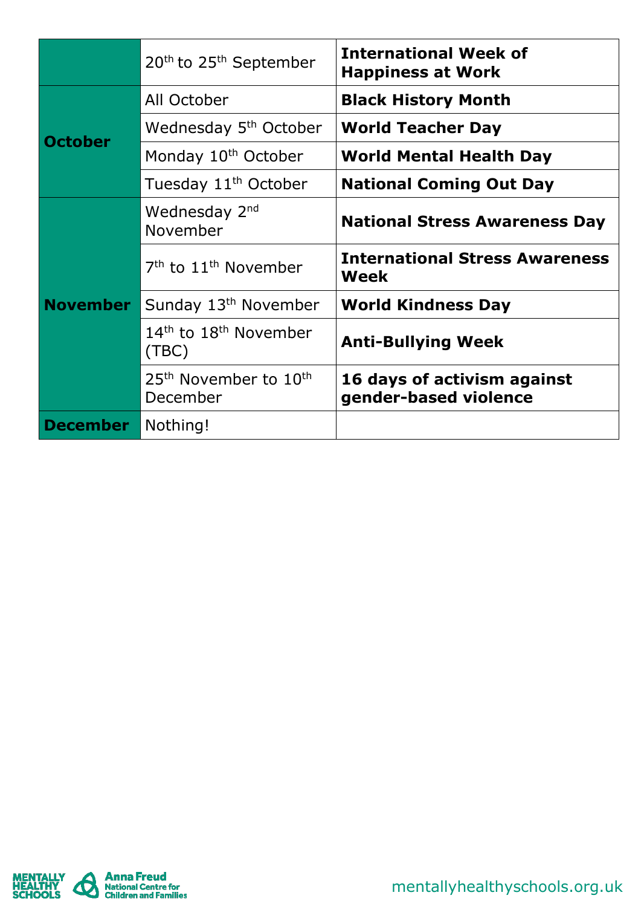| | | |
|---|---|---|
| | 20th to 25th September | **International Week of Happiness at Work** |
| **October** | All October | **Black History Month** |
| | Wednesday 5th October | **World Teacher Day** |
| | Monday 10th October | **World Mental Health Day** |
| | Tuesday 11th October | **National Coming Out Day** |
| **November** | Wednesday 2nd November | **National Stress Awareness Day** |
| | 7th to 11th November | **International Stress Awareness Week** |
| | Sunday 13th November | **World Kindness Day** |
| | 14th to 18th November (TBC) | **Anti-Bullying Week** |
| | 25th November to 10th December | **16 days of activism against gender-based violence** |
| **December** | Nothing! | |